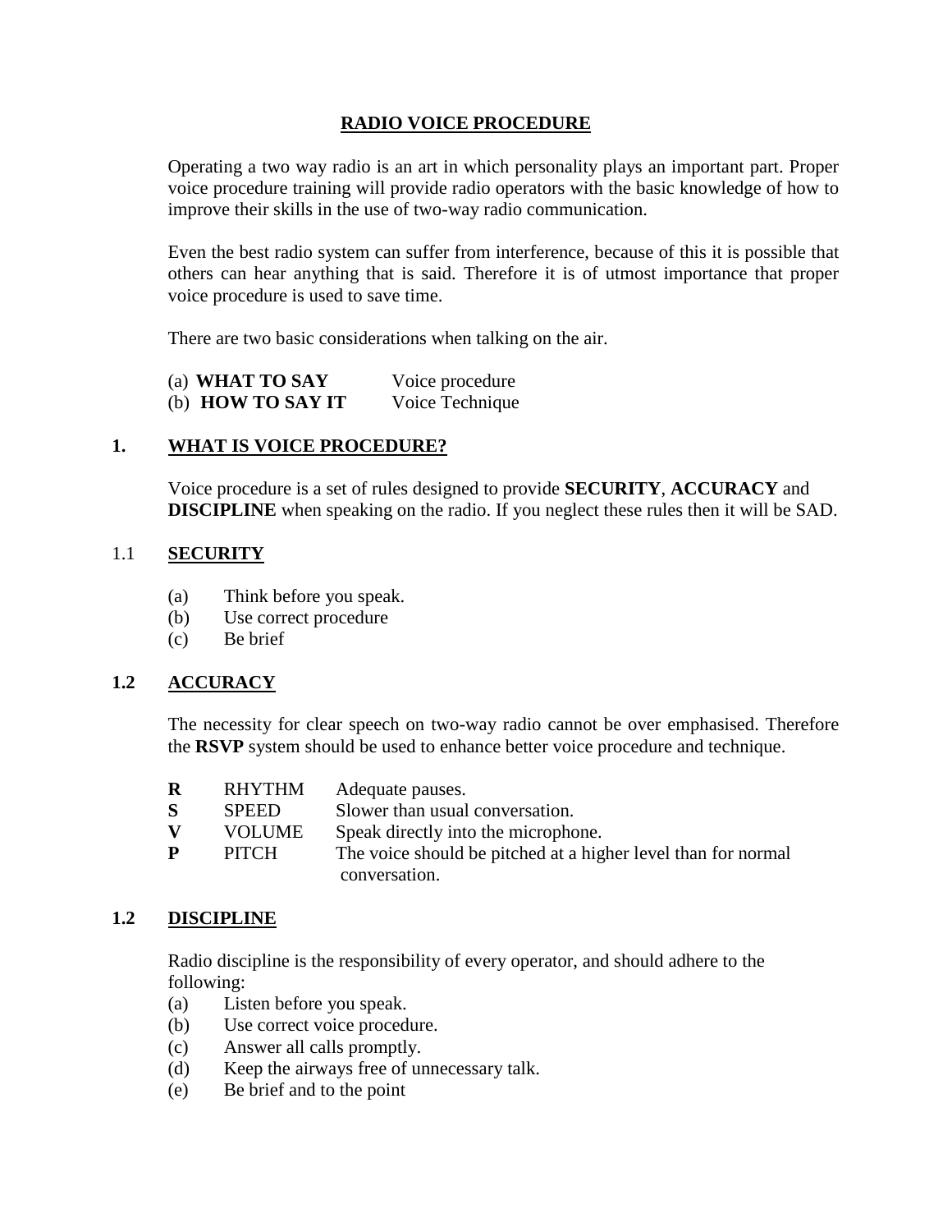# RADIO VOICE PROCEDURE

Operating a two way radio is an art in which personality plays an important part. Proper voice procedure training will provide radio operators with the basic knowledge of how to improve their skills in the use of two-way radio communication.

Even the best radio system can suffer from interference, because of this it is possible that others can hear anything that is said. Therefore it is of utmost importance that proper voice procedure is used to save time.

There are two basic considerations when talking on the air.

(a) **WHAT TO SAY** Voice procedure
(b) **HOW TO SAY IT** Voice Technique

## 1. WHAT IS VOICE PROCEDURE?

Voice procedure is a set of rules designed to provide **SECURITY**, **ACCURACY** and **DISCIPLINE** when speaking on the radio. If you neglect these rules then it will be SAD.

### 1.1 SECURITY

(a) Think before you speak.
(b) Use correct procedure
(c) Be brief

### 1.2 ACCURACY

The necessity for clear speech on two-way radio cannot be over emphasised. Therefore the **RSVP** system should be used to enhance better voice procedure and technique.

| | | |
|---|---|---|
| **R** | RHYTHM | Adequate pauses. |
| **S** | SPEED | Slower than usual conversation. |
| **V** | VOLUME | Speak directly into the microphone. |
| **P** | PITCH | The voice should be pitched at a higher level than for normal conversation. |

### 1.2 DISCIPLINE

Radio discipline is the responsibility of every operator, and should adhere to the following:

(a) Listen before you speak.
(b) Use correct voice procedure.
(c) Answer all calls promptly.
(d) Keep the airways free of unnecessary talk.
(e) Be brief and to the point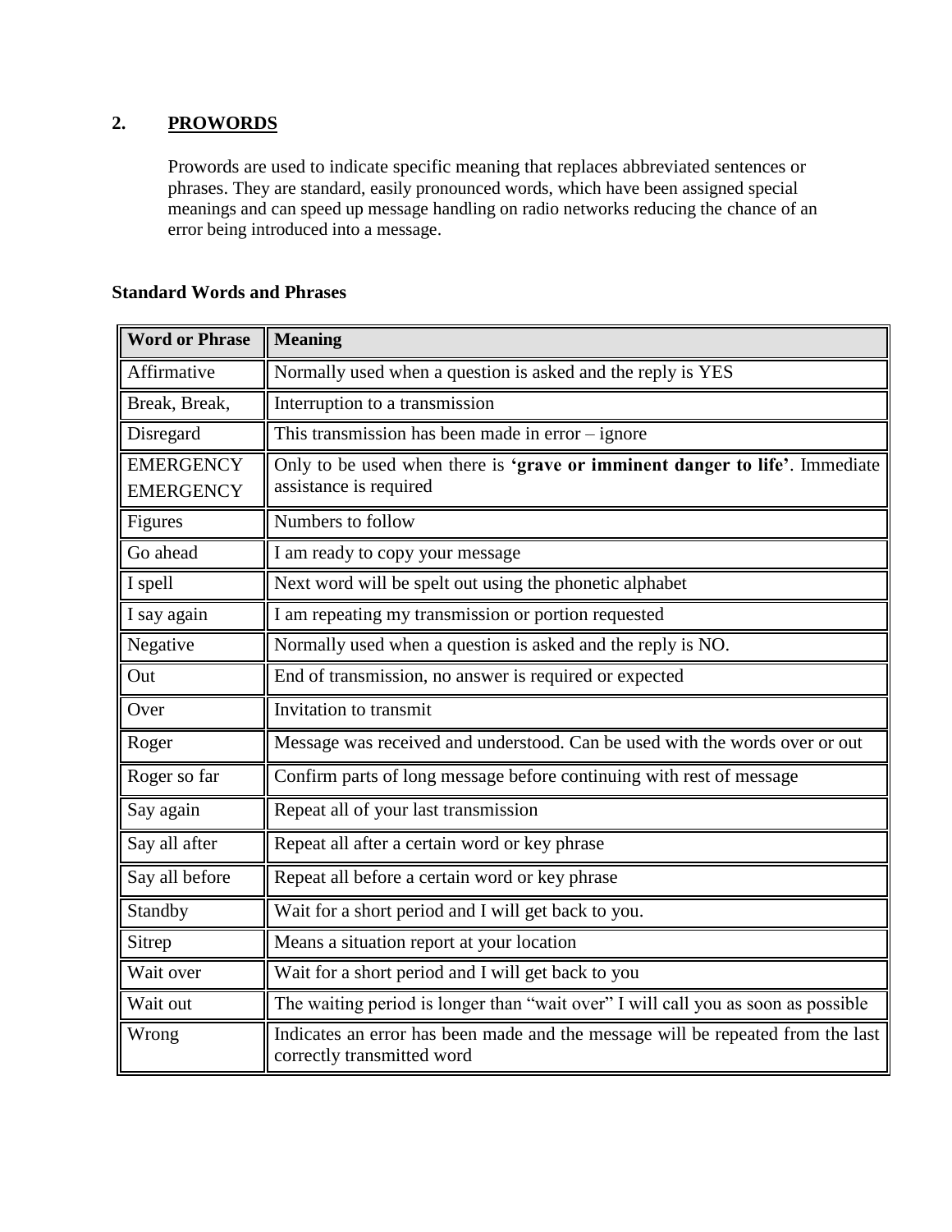## 2. PROWORDS

Prowords are used to indicate specific meaning that replaces abbreviated sentences or phrases. They are standard, easily pronounced words, which have been assigned special meanings and can speed up message handling on radio networks reducing the chance of an error being introduced into a message.

### Standard Words and Phrases

| Word or Phrase | Meaning |
|---|---|
| Affirmative | Normally used when a question is asked and the reply is YES |
| Break, Break, | Interruption to a transmission |
| Disregard | This transmission has been made in error – ignore |
| EMERGENCY EMERGENCY | Only to be used when there is **'grave or imminent danger to life'**. Immediate assistance is required |
| Figures | Numbers to follow |
| Go ahead | I am ready to copy your message |
| I spell | Next word will be spelt out using the phonetic alphabet |
| I say again | I am repeating my transmission or portion requested |
| Negative | Normally used when a question is asked and the reply is NO. |
| Out | End of transmission, no answer is required or expected |
| Over | Invitation to transmit |
| Roger | Message was received and understood. Can be used with the words over or out |
| Roger so far | Confirm parts of long message before continuing with rest of message |
| Say again | Repeat all of your last transmission |
| Say all after | Repeat all after a certain word or key phrase |
| Say all before | Repeat all before a certain word or key phrase |
| Standby | Wait for a short period and I will get back to you. |
| Sitrep | Means a situation report at your location |
| Wait over | Wait for a short period and I will get back to you |
| Wait out | The waiting period is longer than "wait over" I will call you as soon as possible |
| Wrong | Indicates an error has been made and the message will be repeated from the last correctly transmitted word |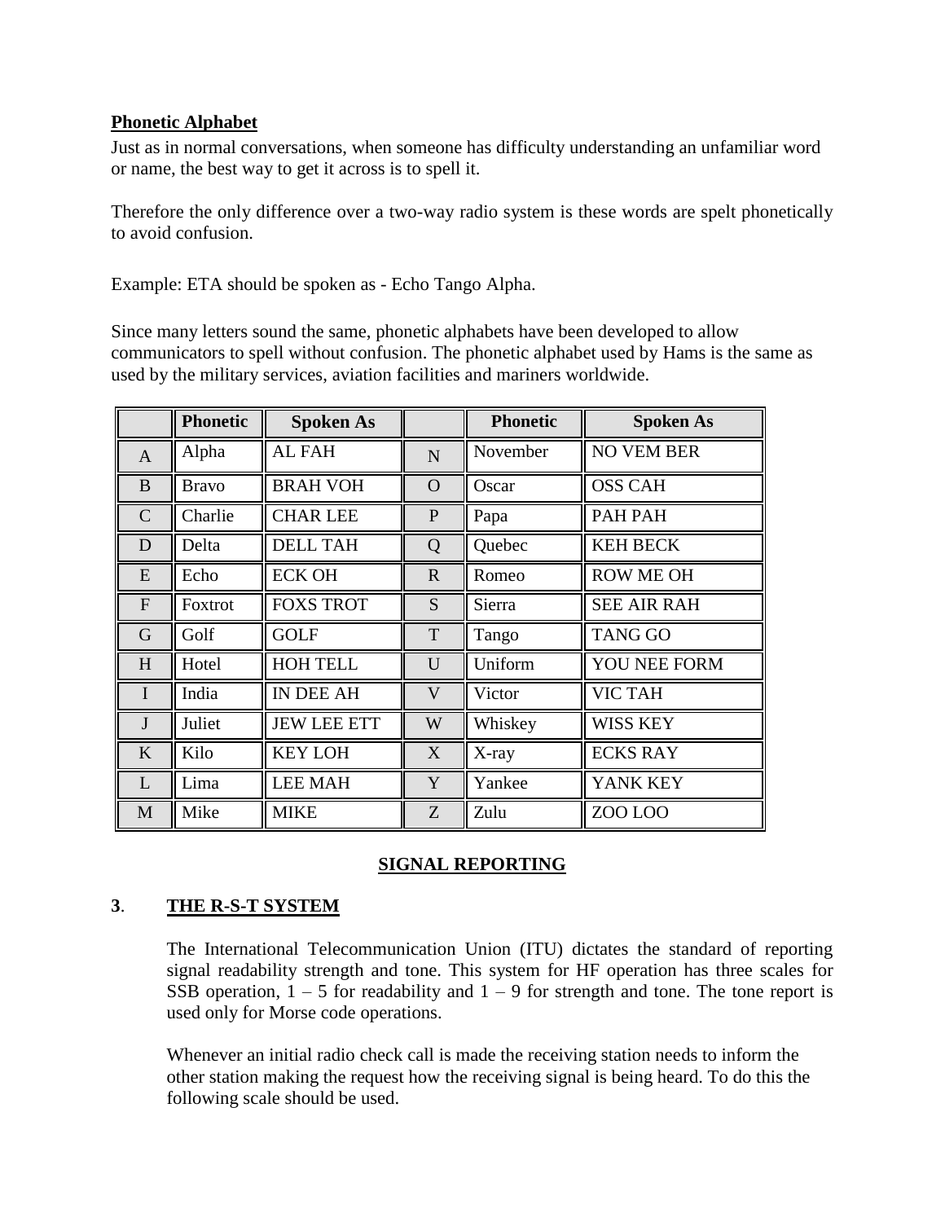**Phonetic Alphabet**

Just as in normal conversations, when someone has difficulty understanding an unfamiliar word or name, the best way to get it across is to spell it.

Therefore the only difference over a two-way radio system is these words are spelt phonetically to avoid confusion.

Example: ETA should be spoken as - Echo Tango Alpha.

Since many letters sound the same, phonetic alphabets have been developed to allow communicators to spell without confusion. The phonetic alphabet used by Hams is the same as used by the military services, aviation facilities and mariners worldwide.

| | Phonetic | Spoken As | | Phonetic | Spoken As |
|---|---|---|---|---|---|
| A | Alpha | AL FAH | N | November | NO VEM BER |
| B | Bravo | BRAH VOH | O | Oscar | OSS CAH |
| C | Charlie | CHAR LEE | P | Papa | PAH PAH |
| D | Delta | DELL TAH | Q | Quebec | KEH BECK |
| E | Echo | ECK OH | R | Romeo | ROW ME OH |
| F | Foxtrot | FOXS TROT | S | Sierra | SEE AIR RAH |
| G | Golf | GOLF | T | Tango | TANG GO |
| H | Hotel | HOH TELL | U | Uniform | YOU NEE FORM |
| I | India | IN DEE AH | V | Victor | VIC TAH |
| J | Juliet | JEW LEE ETT | W | Whiskey | WISS KEY |
| K | Kilo | KEY LOH | X | X-ray | ECKS RAY |
| L | Lima | LEE MAH | Y | Yankee | YANK KEY |
| M | Mike | MIKE | Z | Zulu | ZOO LOO |

## SIGNAL REPORTING

### 3. THE R-S-T SYSTEM

The International Telecommunication Union (ITU) dictates the standard of reporting signal readability strength and tone. This system for HF operation has three scales for SSB operation, 1 – 5 for readability and 1 – 9 for strength and tone. The tone report is used only for Morse code operations.

Whenever an initial radio check call is made the receiving station needs to inform the other station making the request how the receiving signal is being heard. To do this the following scale should be used.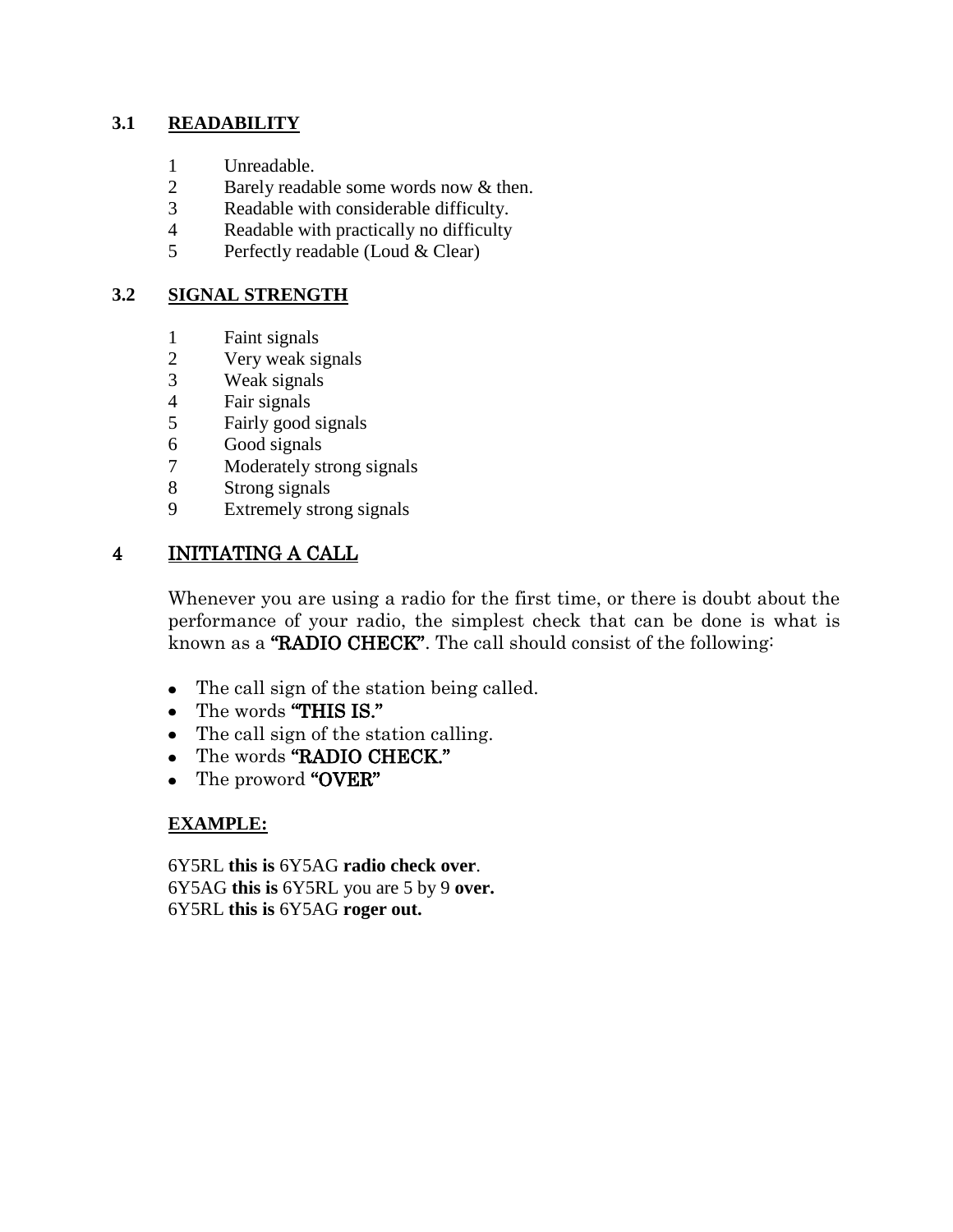### 3.1 READABILITY

1 Unreadable.
2 Barely readable some words now & then.
3 Readable with considerable difficulty.
4 Readable with practically no difficulty
5 Perfectly readable (Loud & Clear)

### 3.2 SIGNAL STRENGTH

1 Faint signals
2 Very weak signals
3 Weak signals
4 Fair signals
5 Fairly good signals
6 Good signals
7 Moderately strong signals
8 Strong signals
9 Extremely strong signals

## 4 INITIATING A CALL

Whenever you are using a radio for the first time, or there is doubt about the performance of your radio, the simplest check that can be done is what is known as a **"RADIO CHECK"**. The call should consist of the following:

- The call sign of the station being called.
- The words **"THIS IS."**
- The call sign of the station calling.
- The words **"RADIO CHECK."**
- The proword **"OVER"**

**EXAMPLE:**

6Y5RL **this is** 6Y5AG **radio check over**.
6Y5AG **this is** 6Y5RL you are 5 by 9 **over.**
6Y5RL **this is** 6Y5AG **roger out.**